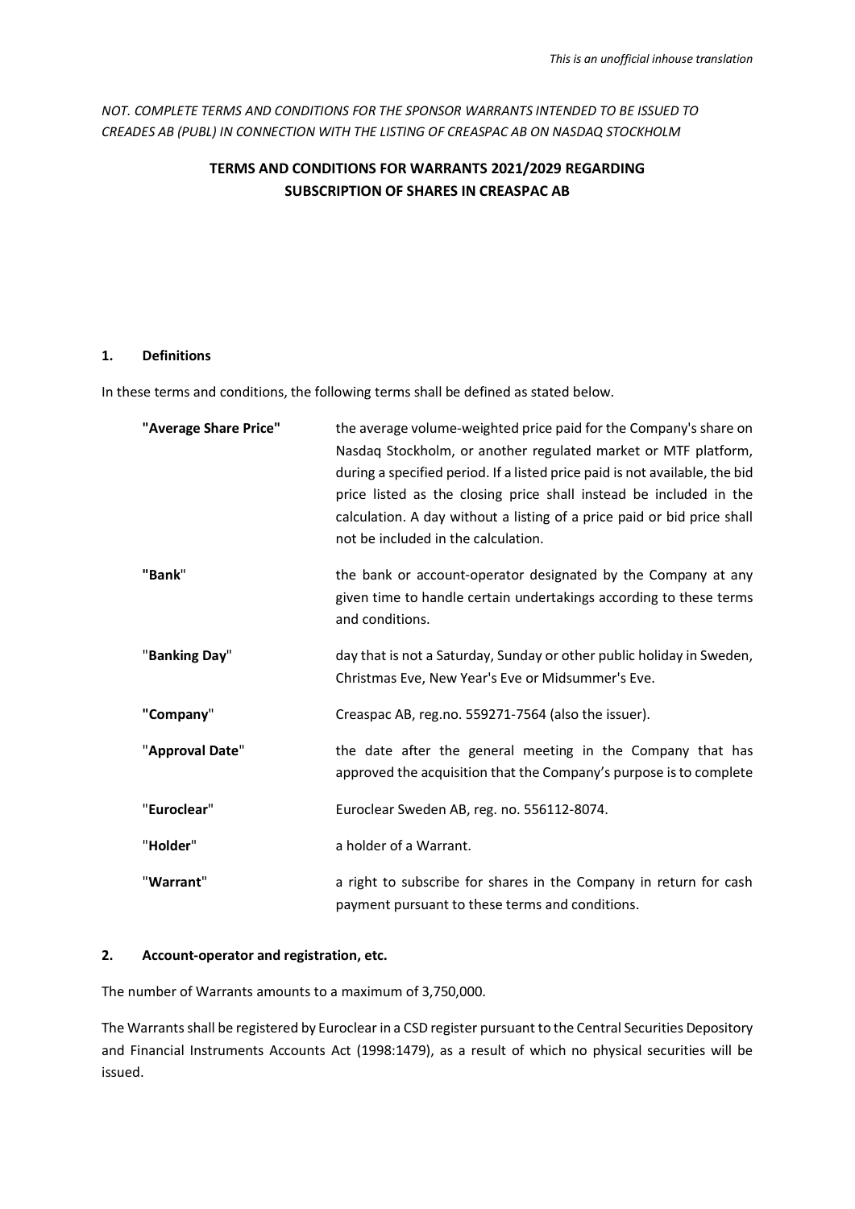*This is an unofficial inhouse translation*

*NOT. COMPLETE TERMS AND CONDITIONS FOR THE SPONSOR WARRANTS INTENDED TO BE ISSUED TO CREADES AB (PUBL) IN CONNECTION WITH THE LISTING OF CREASPAC AB ON NASDAQ STOCKHOLM*

# TERMS AND CONDITIONS FOR WARRANTS 2021/2029 REGARDING SUBSCRIPTION OF SHARES IN CREASPAC AB

## 1. Definitions

In these terms and conditions, the following terms shall be defined as stated below.

| | |
|---|---|
| **"Average Share Price"** | the average volume-weighted price paid for the Company's share on Nasdaq Stockholm, or another regulated market or MTF platform, during a specified period. If a listed price paid is not available, the bid price listed as the closing price shall instead be included in the calculation. A day without a listing of a price paid or bid price shall not be included in the calculation. |
| **"Bank"** | the bank or account-operator designated by the Company at any given time to handle certain undertakings according to these terms and conditions. |
| "**Banking Day**" | day that is not a Saturday, Sunday or other public holiday in Sweden, Christmas Eve, New Year's Eve or Midsummer's Eve. |
| **"Company"** | Creaspac AB, reg.no. 559271-7564 (also the issuer). |
| "**Approval Date**" | the date after the general meeting in the Company that has approved the acquisition that the Company's purpose is to complete |
| "**Euroclear**" | Euroclear Sweden AB, reg. no. 556112-8074. |
| "**Holder**" | a holder of a Warrant. |
| "**Warrant**" | a right to subscribe for shares in the Company in return for cash payment pursuant to these terms and conditions. |

## 2. Account-operator and registration, etc.

The number of Warrants amounts to a maximum of 3,750,000.

The Warrants shall be registered by Euroclear in a CSD register pursuant to the Central Securities Depository and Financial Instruments Accounts Act (1998:1479), as a result of which no physical securities will be issued.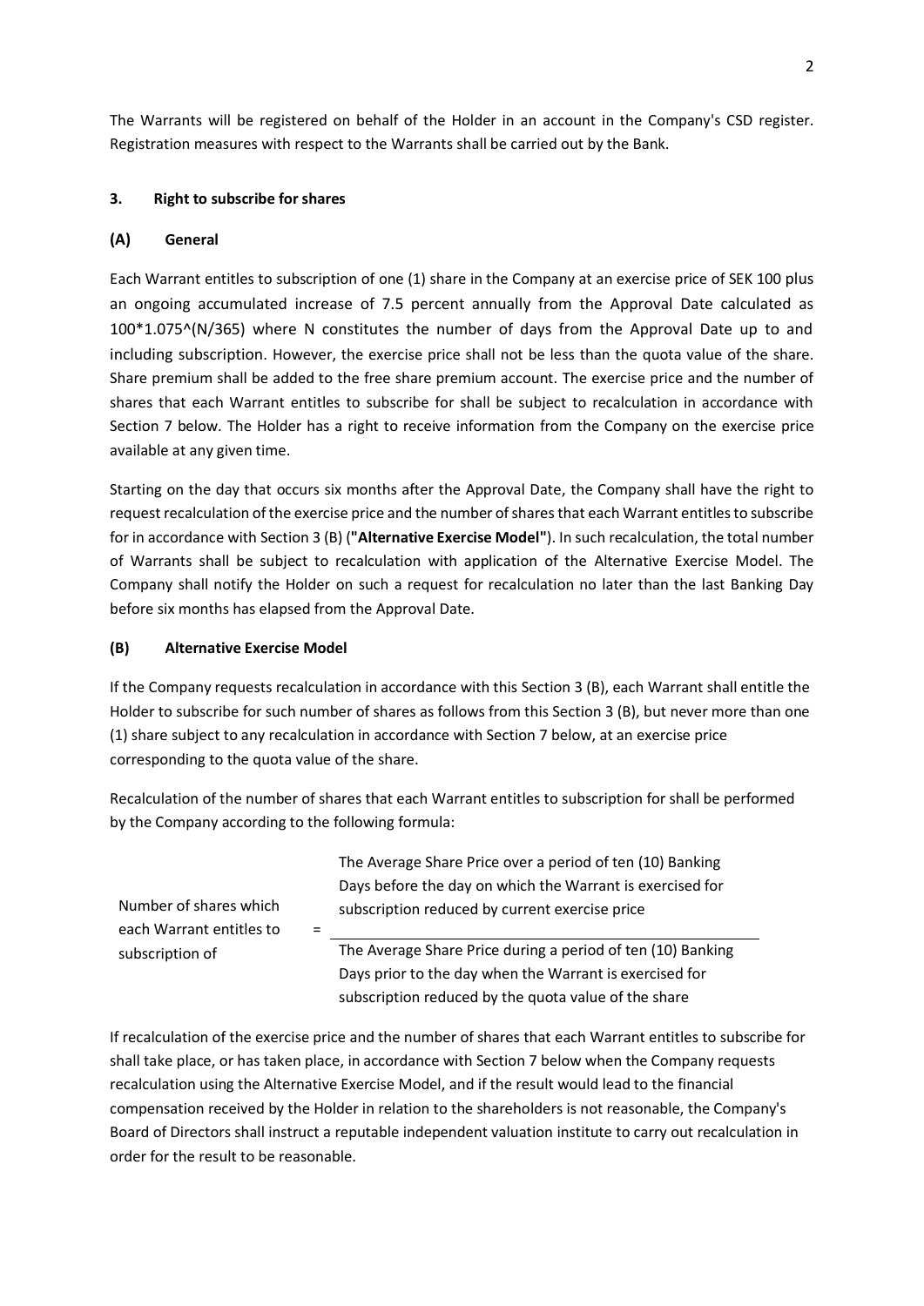The Warrants will be registered on behalf of the Holder in an account in the Company's CSD register. Registration measures with respect to the Warrants shall be carried out by the Bank.

### 3. Right to subscribe for shares

#### (A) General

Each Warrant entitles to subscription of one (1) share in the Company at an exercise price of SEK 100 plus an ongoing accumulated increase of 7.5 percent annually from the Approval Date calculated as 100*1.075^(N/365) where N constitutes the number of days from the Approval Date up to and including subscription. However, the exercise price shall not be less than the quota value of the share. Share premium shall be added to the free share premium account. The exercise price and the number of shares that each Warrant entitles to subscribe for shall be subject to recalculation in accordance with Section 7 below. The Holder has a right to receive information from the Company on the exercise price available at any given time.

Starting on the day that occurs six months after the Approval Date, the Company shall have the right to request recalculation of the exercise price and the number of shares that each Warrant entitles to subscribe for in accordance with Section 3 (B) (**"Alternative Exercise Model"**). In such recalculation, the total number of Warrants shall be subject to recalculation with application of the Alternative Exercise Model. The Company shall notify the Holder on such a request for recalculation no later than the last Banking Day before six months has elapsed from the Approval Date.

#### (B) Alternative Exercise Model

If the Company requests recalculation in accordance with this Section 3 (B), each Warrant shall entitle the Holder to subscribe for such number of shares as follows from this Section 3 (B), but never more than one (1) share subject to any recalculation in accordance with Section 7 below, at an exercise price corresponding to the quota value of the share.

Recalculation of the number of shares that each Warrant entitles to subscription for shall be performed by the Company according to the following formula:

$$\text{Number of shares which each Warrant entitles to subscription of} = \frac{\text{The Average Share Price over a period of ten (10) Banking Days before the day on which the Warrant is exercised for subscription reduced by current exercise price}}{\text{The Average Share Price during a period of ten (10) Banking Days prior to the day when the Warrant is exercised for subscription reduced by the quota value of the share}}$$

If recalculation of the exercise price and the number of shares that each Warrant entitles to subscribe for shall take place, or has taken place, in accordance with Section 7 below when the Company requests recalculation using the Alternative Exercise Model, and if the result would lead to the financial compensation received by the Holder in relation to the shareholders is not reasonable, the Company's Board of Directors shall instruct a reputable independent valuation institute to carry out recalculation in order for the result to be reasonable.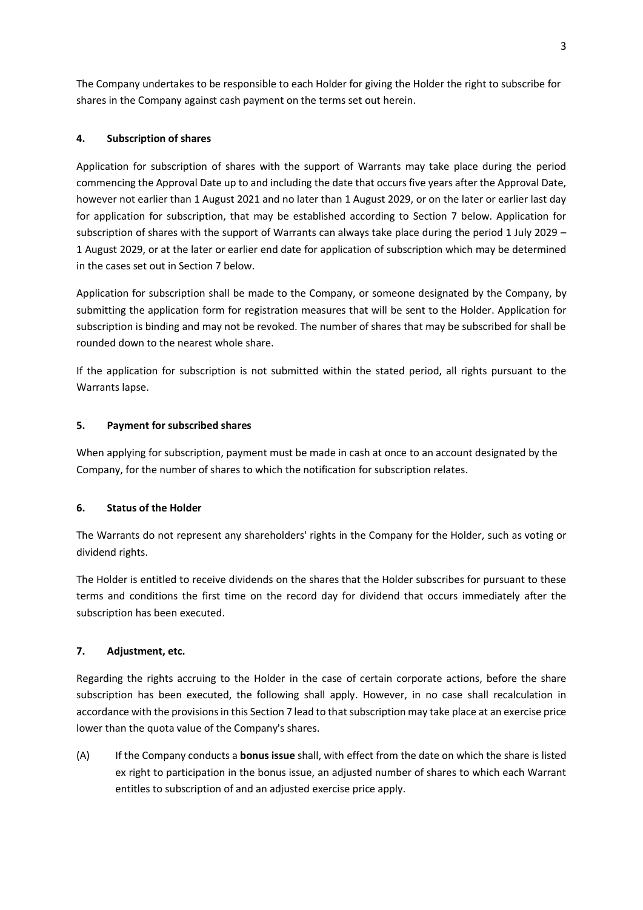The Company undertakes to be responsible to each Holder for giving the Holder the right to subscribe for shares in the Company against cash payment on the terms set out herein.

## 4. Subscription of shares

Application for subscription of shares with the support of Warrants may take place during the period commencing the Approval Date up to and including the date that occurs five years after the Approval Date, however not earlier than 1 August 2021 and no later than 1 August 2029, or on the later or earlier last day for application for subscription, that may be established according to Section 7 below. Application for subscription of shares with the support of Warrants can always take place during the period 1 July 2029 – 1 August 2029, or at the later or earlier end date for application of subscription which may be determined in the cases set out in Section 7 below.

Application for subscription shall be made to the Company, or someone designated by the Company, by submitting the application form for registration measures that will be sent to the Holder. Application for subscription is binding and may not be revoked. The number of shares that may be subscribed for shall be rounded down to the nearest whole share.

If the application for subscription is not submitted within the stated period, all rights pursuant to the Warrants lapse.

## 5. Payment for subscribed shares

When applying for subscription, payment must be made in cash at once to an account designated by the Company, for the number of shares to which the notification for subscription relates.

## 6. Status of the Holder

The Warrants do not represent any shareholders' rights in the Company for the Holder, such as voting or dividend rights.

The Holder is entitled to receive dividends on the shares that the Holder subscribes for pursuant to these terms and conditions the first time on the record day for dividend that occurs immediately after the subscription has been executed.

## 7. Adjustment, etc.

Regarding the rights accruing to the Holder in the case of certain corporate actions, before the share subscription has been executed, the following shall apply. However, in no case shall recalculation in accordance with the provisions in this Section 7 lead to that subscription may take place at an exercise price lower than the quota value of the Company's shares.

(A) If the Company conducts a **bonus issue** shall, with effect from the date on which the share is listed ex right to participation in the bonus issue, an adjusted number of shares to which each Warrant entitles to subscription of and an adjusted exercise price apply.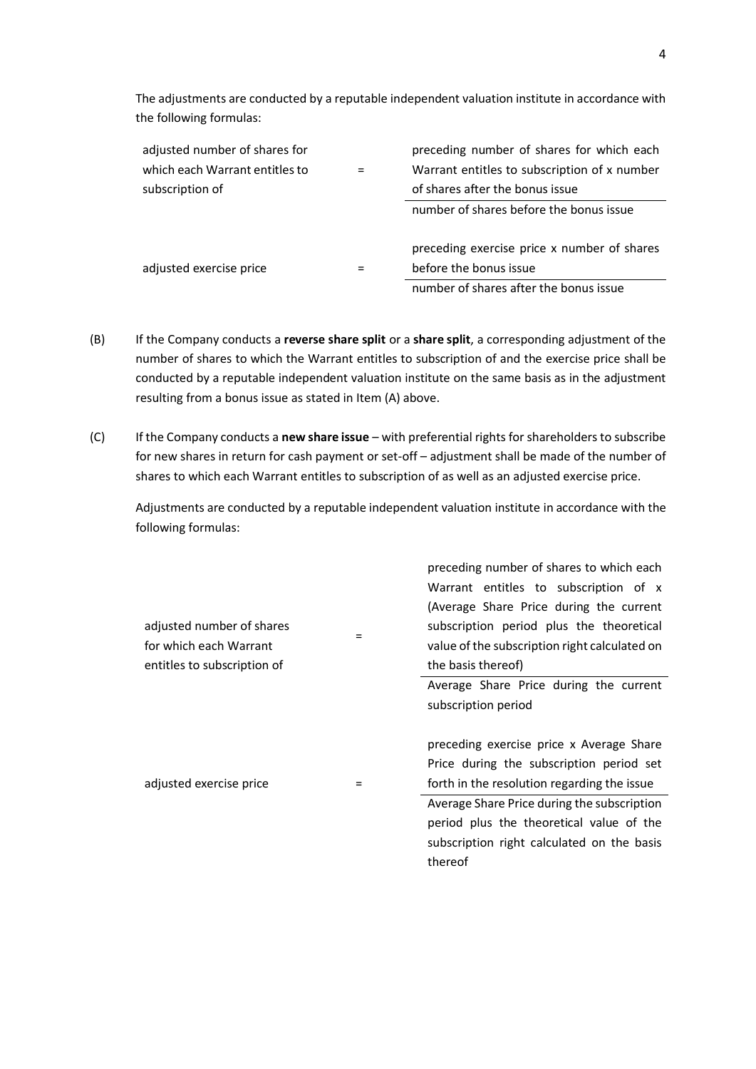The adjustments are conducted by a reputable independent valuation institute in accordance with the following formulas:

$$\text{adjusted number of shares for which each Warrant entitles to subscription of} = \frac{\text{preceding number of shares for which each Warrant entitles to subscription of} \times \text{number of shares after the bonus issue}}{\text{number of shares before the bonus issue}}$$

$$\text{adjusted exercise price} = \frac{\text{preceding exercise price} \times \text{number of shares before the bonus issue}}{\text{number of shares after the bonus issue}}$$

(B) If the Company conducts a **reverse share split** or a **share split**, a corresponding adjustment of the number of shares to which the Warrant entitles to subscription of and the exercise price shall be conducted by a reputable independent valuation institute on the same basis as in the adjustment resulting from a bonus issue as stated in Item (A) above.

(C) If the Company conducts a **new share issue** – with preferential rights for shareholders to subscribe for new shares in return for cash payment or set-off – adjustment shall be made of the number of shares to which each Warrant entitles to subscription of as well as an adjusted exercise price.

Adjustments are conducted by a reputable independent valuation institute in accordance with the following formulas:

$$\text{adjusted number of shares for which each Warrant entitles to subscription of} = \frac{\text{preceding number of shares to which each Warrant entitles to subscription of} \times \text{(Average Share Price during the current subscription period plus the theoretical value of the subscription right calculated on the basis thereof)}}{\text{Average Share Price during the current subscription period}}$$

$$\text{adjusted exercise price} = \frac{\text{preceding exercise price} \times \text{Average Share Price during the subscription period set forth in the resolution regarding the issue}}{\text{Average Share Price during the subscription period plus the theoretical value of the subscription right calculated on the basis thereof}}$$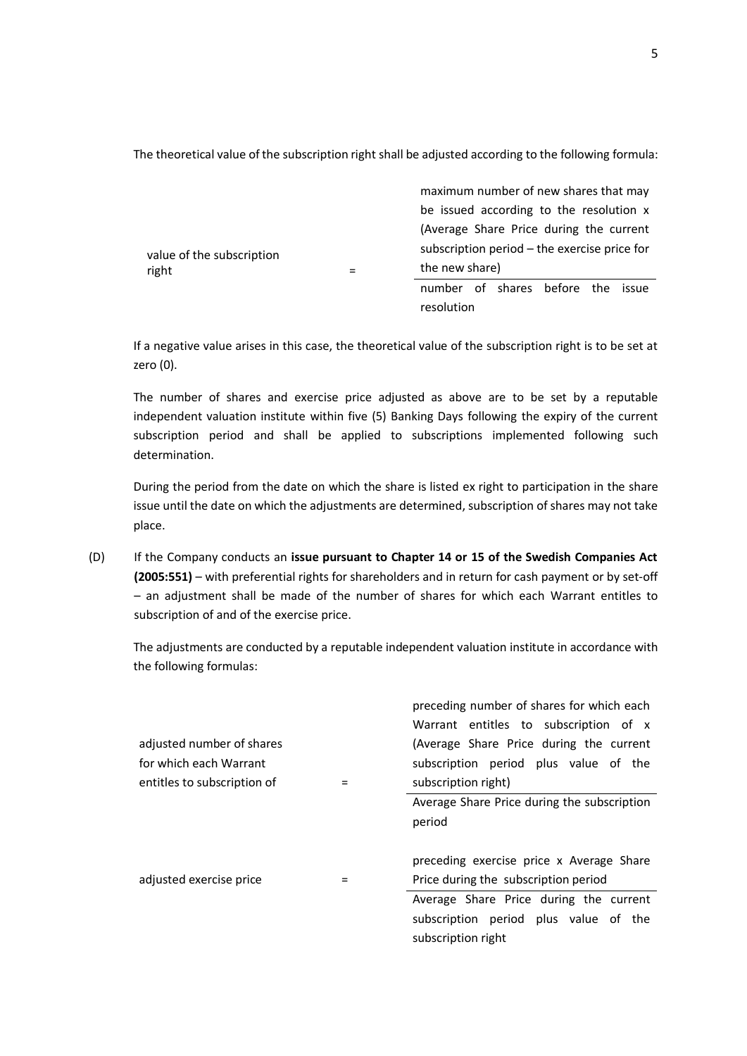The theoretical value of the subscription right shall be adjusted according to the following formula:

$$\text{value of the subscription right} = \frac{\text{maximum number of new shares that may be issued according to the resolution} \times (\text{Average Share Price during the current subscription period} - \text{the exercise price for the new share})}{\text{number of shares before the issue resolution}}$$

If a negative value arises in this case, the theoretical value of the subscription right is to be set at zero (0).

The number of shares and exercise price adjusted as above are to be set by a reputable independent valuation institute within five (5) Banking Days following the expiry of the current subscription period and shall be applied to subscriptions implemented following such determination.

During the period from the date on which the share is listed ex right to participation in the share issue until the date on which the adjustments are determined, subscription of shares may not take place.

(D) If the Company conducts an **issue pursuant to Chapter 14 or 15 of the Swedish Companies Act (2005:551)** – with preferential rights for shareholders and in return for cash payment or by set-off – an adjustment shall be made of the number of shares for which each Warrant entitles to subscription of and of the exercise price.

The adjustments are conducted by a reputable independent valuation institute in accordance with the following formulas:

$$\text{adjusted number of shares for which each Warrant entitles to subscription of} = \frac{\text{preceding number of shares for which each Warrant entitles to subscription of} \times (\text{Average Share Price during the current subscription period plus value of the subscription right})}{\text{Average Share Price during the subscription period}}$$

$$\text{adjusted exercise price} = \frac{\text{preceding exercise price} \times \text{Average Share Price during the subscription period}}{\text{Average Share Price during the current subscription period plus value of the subscription right}}$$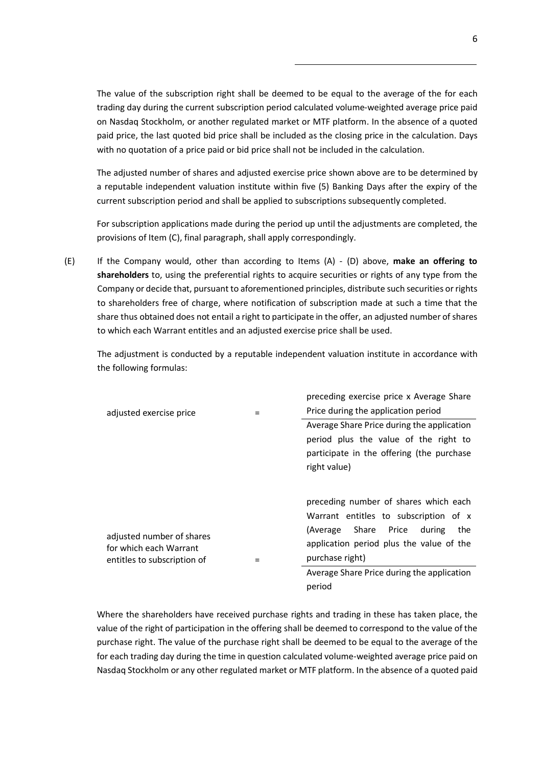The value of the subscription right shall be deemed to be equal to the average of the for each trading day during the current subscription period calculated volume-weighted average price paid on Nasdaq Stockholm, or another regulated market or MTF platform. In the absence of a quoted paid price, the last quoted bid price shall be included as the closing price in the calculation. Days with no quotation of a price paid or bid price shall not be included in the calculation.

The adjusted number of shares and adjusted exercise price shown above are to be determined by a reputable independent valuation institute within five (5) Banking Days after the expiry of the current subscription period and shall be applied to subscriptions subsequently completed.

For subscription applications made during the period up until the adjustments are completed, the provisions of Item (C), final paragraph, shall apply correspondingly.

(E) If the Company would, other than according to Items (A) - (D) above, **make an offering to shareholders** to, using the preferential rights to acquire securities or rights of any type from the Company or decide that, pursuant to aforementioned principles, distribute such securities or rights to shareholders free of charge, where notification of subscription made at such a time that the share thus obtained does not entail a right to participate in the offer, an adjusted number of shares to which each Warrant entitles and an adjusted exercise price shall be used.

The adjustment is conducted by a reputable independent valuation institute in accordance with the following formulas:

$$\text{adjusted exercise price} = \frac{\text{preceding exercise price x Average Share Price during the application period}}{\text{Average Share Price during the application period plus the value of the right to participate in the offering (the purchase right value)}}$$

$$\text{adjusted number of shares for which each Warrant entitles to subscription of} = \frac{\text{preceding number of shares which each Warrant entitles to subscription of x (Average Share Price during the application period plus the value of the purchase right)}}{\text{Average Share Price during the application period}}$$

Where the shareholders have received purchase rights and trading in these has taken place, the value of the right of participation in the offering shall be deemed to correspond to the value of the purchase right. The value of the purchase right shall be deemed to be equal to the average of the for each trading day during the time in question calculated volume-weighted average price paid on Nasdaq Stockholm or any other regulated market or MTF platform. In the absence of a quoted paid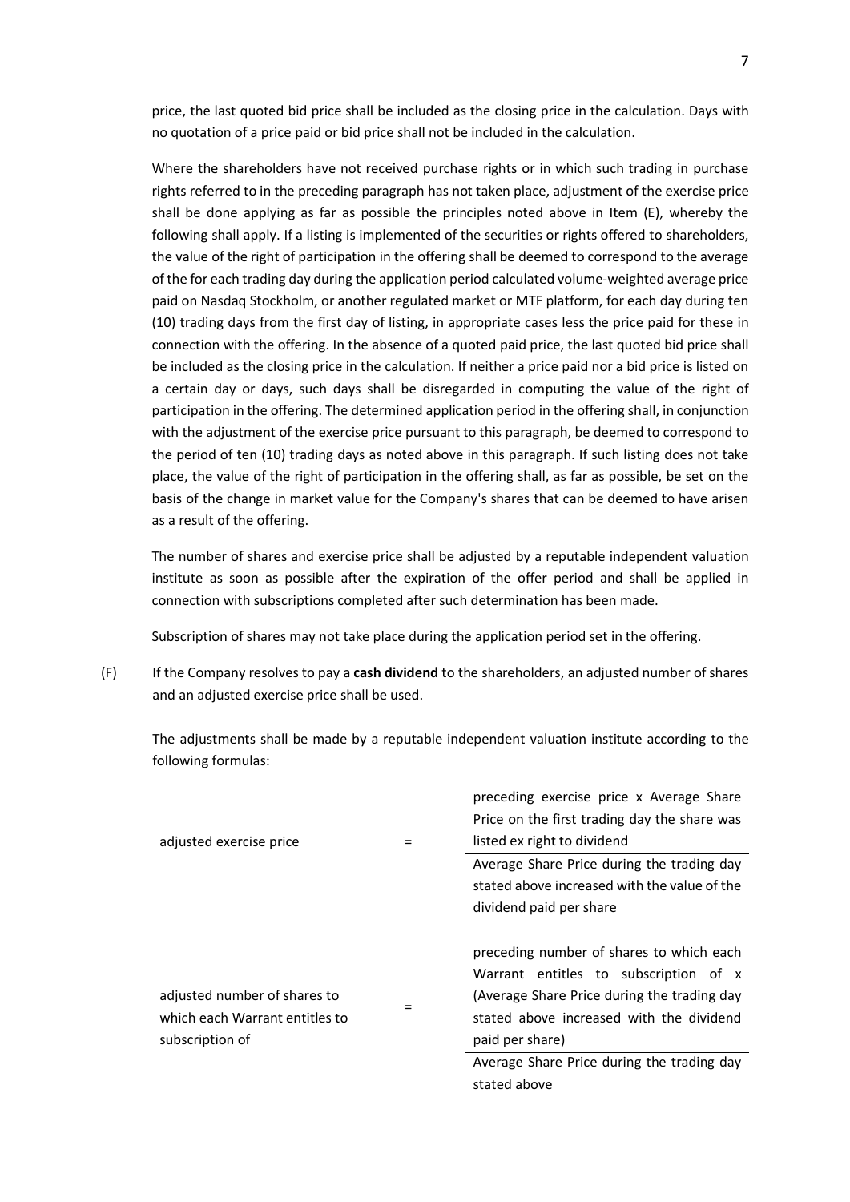price, the last quoted bid price shall be included as the closing price in the calculation. Days with no quotation of a price paid or bid price shall not be included in the calculation.

Where the shareholders have not received purchase rights or in which such trading in purchase rights referred to in the preceding paragraph has not taken place, adjustment of the exercise price shall be done applying as far as possible the principles noted above in Item (E), whereby the following shall apply. If a listing is implemented of the securities or rights offered to shareholders, the value of the right of participation in the offering shall be deemed to correspond to the average of the for each trading day during the application period calculated volume-weighted average price paid on Nasdaq Stockholm, or another regulated market or MTF platform, for each day during ten (10) trading days from the first day of listing, in appropriate cases less the price paid for these in connection with the offering. In the absence of a quoted paid price, the last quoted bid price shall be included as the closing price in the calculation. If neither a price paid nor a bid price is listed on a certain day or days, such days shall be disregarded in computing the value of the right of participation in the offering. The determined application period in the offering shall, in conjunction with the adjustment of the exercise price pursuant to this paragraph, be deemed to correspond to the period of ten (10) trading days as noted above in this paragraph. If such listing does not take place, the value of the right of participation in the offering shall, as far as possible, be set on the basis of the change in market value for the Company's shares that can be deemed to have arisen as a result of the offering.

The number of shares and exercise price shall be adjusted by a reputable independent valuation institute as soon as possible after the expiration of the offer period and shall be applied in connection with subscriptions completed after such determination has been made.

Subscription of shares may not take place during the application period set in the offering.

(F) If the Company resolves to pay a **cash dividend** to the shareholders, an adjusted number of shares and an adjusted exercise price shall be used.

The adjustments shall be made by a reputable independent valuation institute according to the following formulas:

$$\text{adjusted exercise price} = \frac{\text{preceding exercise price x Average Share Price on the first trading day the share was listed ex right to dividend}}{\text{Average Share Price during the trading day stated above increased with the value of the dividend paid per share}}$$

$$\text{adjusted number of shares to which each Warrant entitles to subscription of} = \frac{\text{preceding number of shares to which each Warrant entitles to subscription of x (Average Share Price during the trading day stated above increased with the dividend paid per share)}}{\text{Average Share Price during the trading day stated above}}$$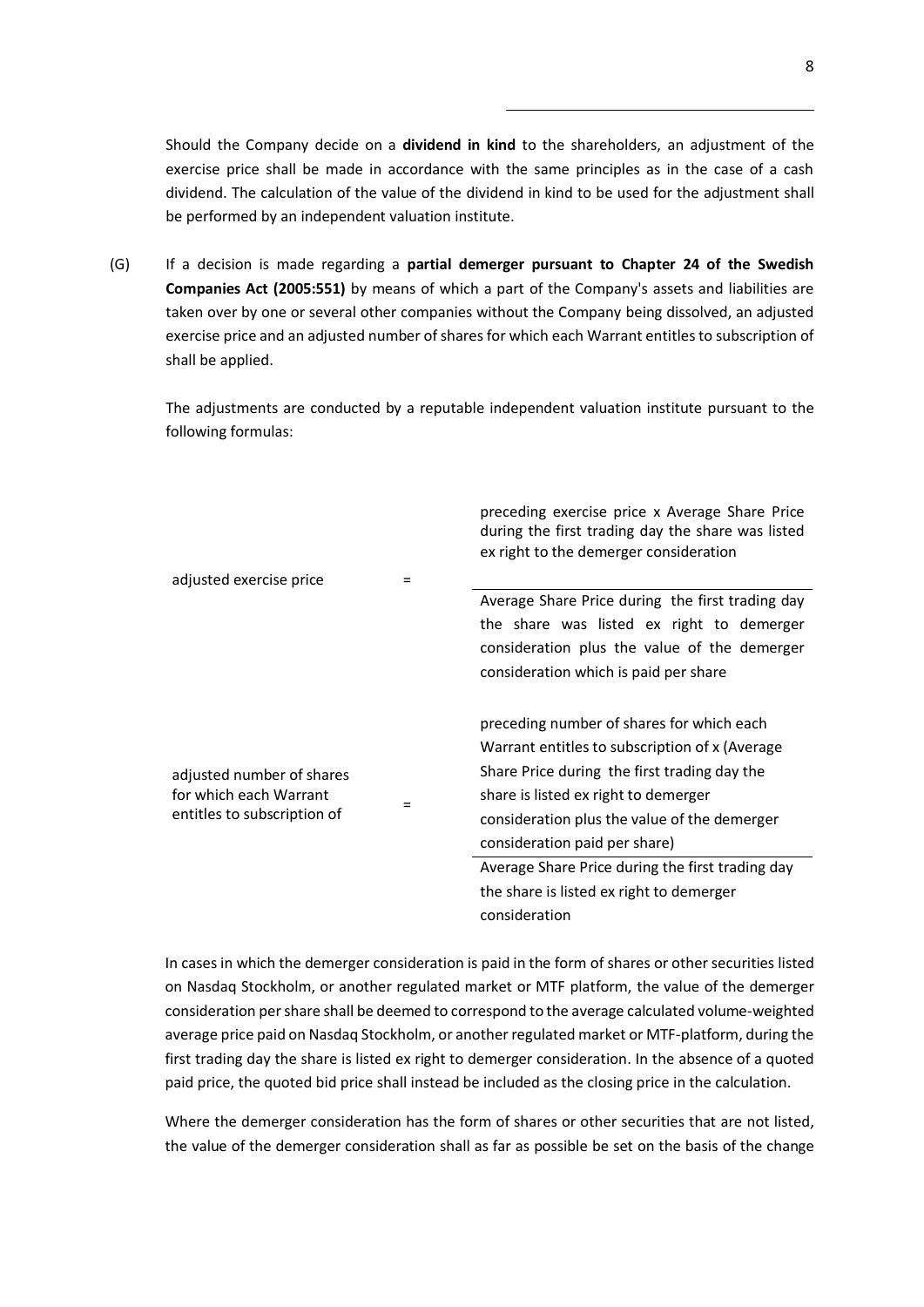Should the Company decide on a **dividend in kind** to the shareholders, an adjustment of the exercise price shall be made in accordance with the same principles as in the case of a cash dividend. The calculation of the value of the dividend in kind to be used for the adjustment shall be performed by an independent valuation institute.

(G) If a decision is made regarding a **partial demerger pursuant to Chapter 24 of the Swedish Companies Act (2005:551)** by means of which a part of the Company's assets and liabilities are taken over by one or several other companies without the Company being dissolved, an adjusted exercise price and an adjusted number of shares for which each Warrant entitles to subscription of shall be applied.

The adjustments are conducted by a reputable independent valuation institute pursuant to the following formulas:

$$\text{adjusted exercise price} = \frac{\text{preceding exercise price x Average Share Price during the first trading day the share was listed ex right to the demerger consideration}}{\text{Average Share Price during the first trading day the share was listed ex right to demerger consideration plus the value of the demerger consideration which is paid per share}}$$

$$\text{adjusted number of shares for which each Warrant entitles to subscription of} = \frac{\text{preceding number of shares for which each Warrant entitles to subscription of x (Average Share Price during the first trading day the share is listed ex right to demerger consideration plus the value of the demerger consideration paid per share)}}{\text{Average Share Price during the first trading day the share is listed ex right to demerger consideration}}$$

In cases in which the demerger consideration is paid in the form of shares or other securities listed on Nasdaq Stockholm, or another regulated market or MTF platform, the value of the demerger consideration per share shall be deemed to correspond to the average calculated volume-weighted average price paid on Nasdaq Stockholm, or another regulated market or MTF-platform, during the first trading day the share is listed ex right to demerger consideration. In the absence of a quoted paid price, the quoted bid price shall instead be included as the closing price in the calculation.

Where the demerger consideration has the form of shares or other securities that are not listed, the value of the demerger consideration shall as far as possible be set on the basis of the change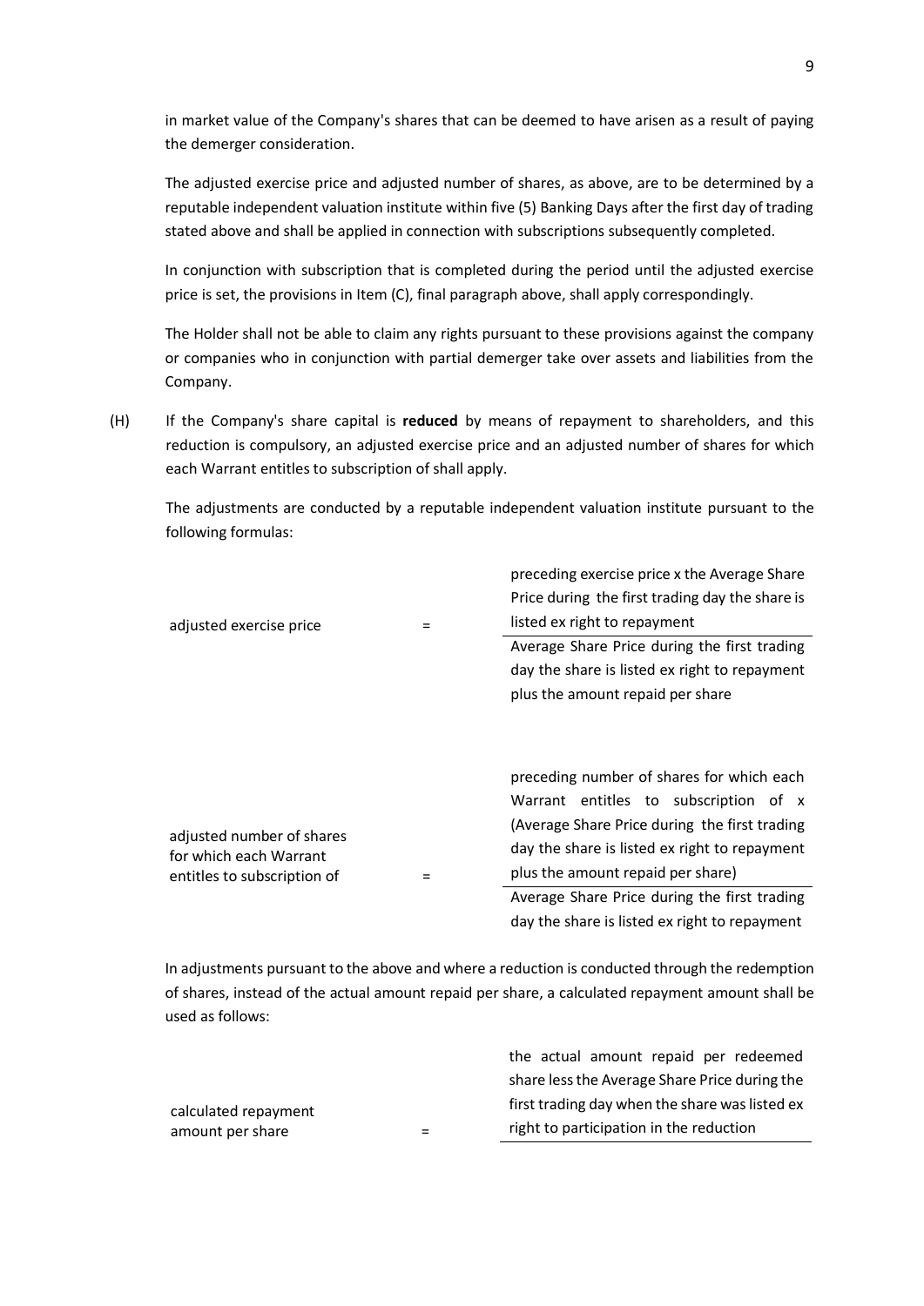in market value of the Company's shares that can be deemed to have arisen as a result of paying the demerger consideration.

The adjusted exercise price and adjusted number of shares, as above, are to be determined by a reputable independent valuation institute within five (5) Banking Days after the first day of trading stated above and shall be applied in connection with subscriptions subsequently completed.

In conjunction with subscription that is completed during the period until the adjusted exercise price is set, the provisions in Item (C), final paragraph above, shall apply correspondingly.

The Holder shall not be able to claim any rights pursuant to these provisions against the company or companies who in conjunction with partial demerger take over assets and liabilities from the Company.

(H) If the Company's share capital is **reduced** by means of repayment to shareholders, and this reduction is compulsory, an adjusted exercise price and an adjusted number of shares for which each Warrant entitles to subscription of shall apply.

The adjustments are conducted by a reputable independent valuation institute pursuant to the following formulas:

$$\text{adjusted exercise price} = \frac{\text{preceding exercise price x the Average Share Price during the first trading day the share is listed ex right to repayment}}{\text{Average Share Price during the first trading day the share is listed ex right to repayment plus the amount repaid per share}}$$

$$\text{adjusted number of shares for which each Warrant entitles to subscription of} = \frac{\text{preceding number of shares for which each Warrant entitles to subscription of x (Average Share Price during the first trading day the share is listed ex right to repayment plus the amount repaid per share)}}{\text{Average Share Price during the first trading day the share is listed ex right to repayment}}$$

In adjustments pursuant to the above and where a reduction is conducted through the redemption of shares, instead of the actual amount repaid per share, a calculated repayment amount shall be used as follows:

$$\text{calculated repayment amount per share} = \frac{\text{the actual amount repaid per redeemed share less the Average Share Price during the first trading day when the share was listed ex right to participation in the reduction}}{}$$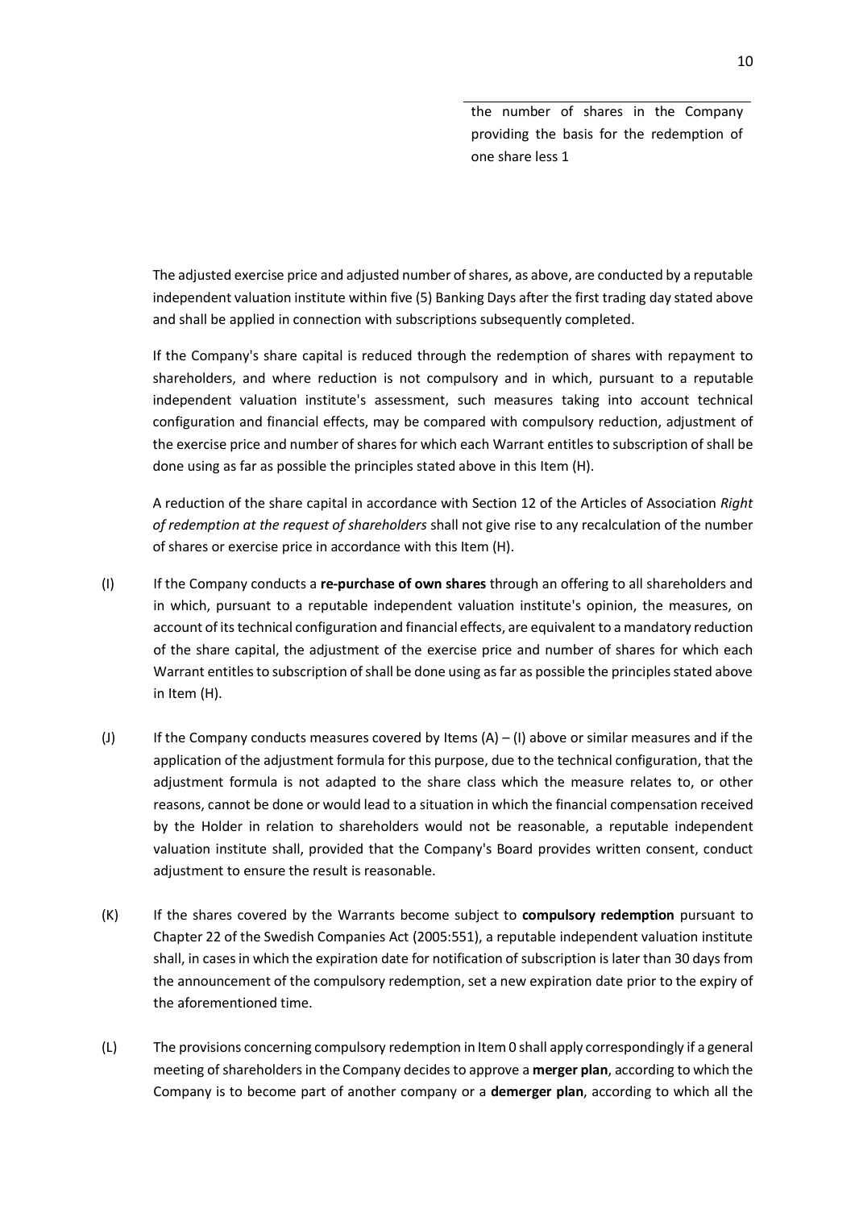the number of shares in the Company providing the basis for the redemption of one share less 1

The adjusted exercise price and adjusted number of shares, as above, are conducted by a reputable independent valuation institute within five (5) Banking Days after the first trading day stated above and shall be applied in connection with subscriptions subsequently completed.

If the Company's share capital is reduced through the redemption of shares with repayment to shareholders, and where reduction is not compulsory and in which, pursuant to a reputable independent valuation institute's assessment, such measures taking into account technical configuration and financial effects, may be compared with compulsory reduction, adjustment of the exercise price and number of shares for which each Warrant entitles to subscription of shall be done using as far as possible the principles stated above in this Item (H).

A reduction of the share capital in accordance with Section 12 of the Articles of Association *Right of redemption at the request of shareholders* shall not give rise to any recalculation of the number of shares or exercise price in accordance with this Item (H).

(I) If the Company conducts a **re-purchase of own shares** through an offering to all shareholders and in which, pursuant to a reputable independent valuation institute's opinion, the measures, on account of its technical configuration and financial effects, are equivalent to a mandatory reduction of the share capital, the adjustment of the exercise price and number of shares for which each Warrant entitles to subscription of shall be done using as far as possible the principles stated above in Item (H).

(J) If the Company conducts measures covered by Items (A) – (I) above or similar measures and if the application of the adjustment formula for this purpose, due to the technical configuration, that the adjustment formula is not adapted to the share class which the measure relates to, or other reasons, cannot be done or would lead to a situation in which the financial compensation received by the Holder in relation to shareholders would not be reasonable, a reputable independent valuation institute shall, provided that the Company's Board provides written consent, conduct adjustment to ensure the result is reasonable.

(K) If the shares covered by the Warrants become subject to **compulsory redemption** pursuant to Chapter 22 of the Swedish Companies Act (2005:551), a reputable independent valuation institute shall, in cases in which the expiration date for notification of subscription is later than 30 days from the announcement of the compulsory redemption, set a new expiration date prior to the expiry of the aforementioned time.

(L) The provisions concerning compulsory redemption in Item 0 shall apply correspondingly if a general meeting of shareholders in the Company decides to approve a **merger plan**, according to which the Company is to become part of another company or a **demerger plan**, according to which all the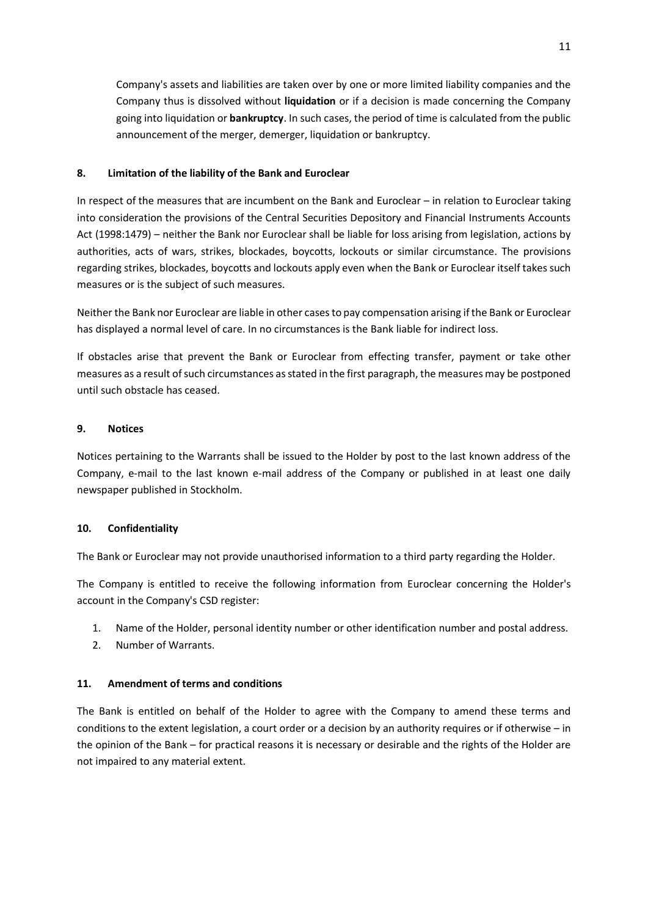Company's assets and liabilities are taken over by one or more limited liability companies and the Company thus is dissolved without **liquidation** or if a decision is made concerning the Company going into liquidation or **bankruptcy**. In such cases, the period of time is calculated from the public announcement of the merger, demerger, liquidation or bankruptcy.

## 8. Limitation of the liability of the Bank and Euroclear

In respect of the measures that are incumbent on the Bank and Euroclear – in relation to Euroclear taking into consideration the provisions of the Central Securities Depository and Financial Instruments Accounts Act (1998:1479) – neither the Bank nor Euroclear shall be liable for loss arising from legislation, actions by authorities, acts of wars, strikes, blockades, boycotts, lockouts or similar circumstance. The provisions regarding strikes, blockades, boycotts and lockouts apply even when the Bank or Euroclear itself takes such measures or is the subject of such measures.

Neither the Bank nor Euroclear are liable in other cases to pay compensation arising if the Bank or Euroclear has displayed a normal level of care. In no circumstances is the Bank liable for indirect loss.

If obstacles arise that prevent the Bank or Euroclear from effecting transfer, payment or take other measures as a result of such circumstances as stated in the first paragraph, the measures may be postponed until such obstacle has ceased.

## 9. Notices

Notices pertaining to the Warrants shall be issued to the Holder by post to the last known address of the Company, e-mail to the last known e-mail address of the Company or published in at least one daily newspaper published in Stockholm.

## 10. Confidentiality

The Bank or Euroclear may not provide unauthorised information to a third party regarding the Holder.

The Company is entitled to receive the following information from Euroclear concerning the Holder's account in the Company's CSD register:

1. Name of the Holder, personal identity number or other identification number and postal address.
2. Number of Warrants.

## 11. Amendment of terms and conditions

The Bank is entitled on behalf of the Holder to agree with the Company to amend these terms and conditions to the extent legislation, a court order or a decision by an authority requires or if otherwise – in the opinion of the Bank – for practical reasons it is necessary or desirable and the rights of the Holder are not impaired to any material extent.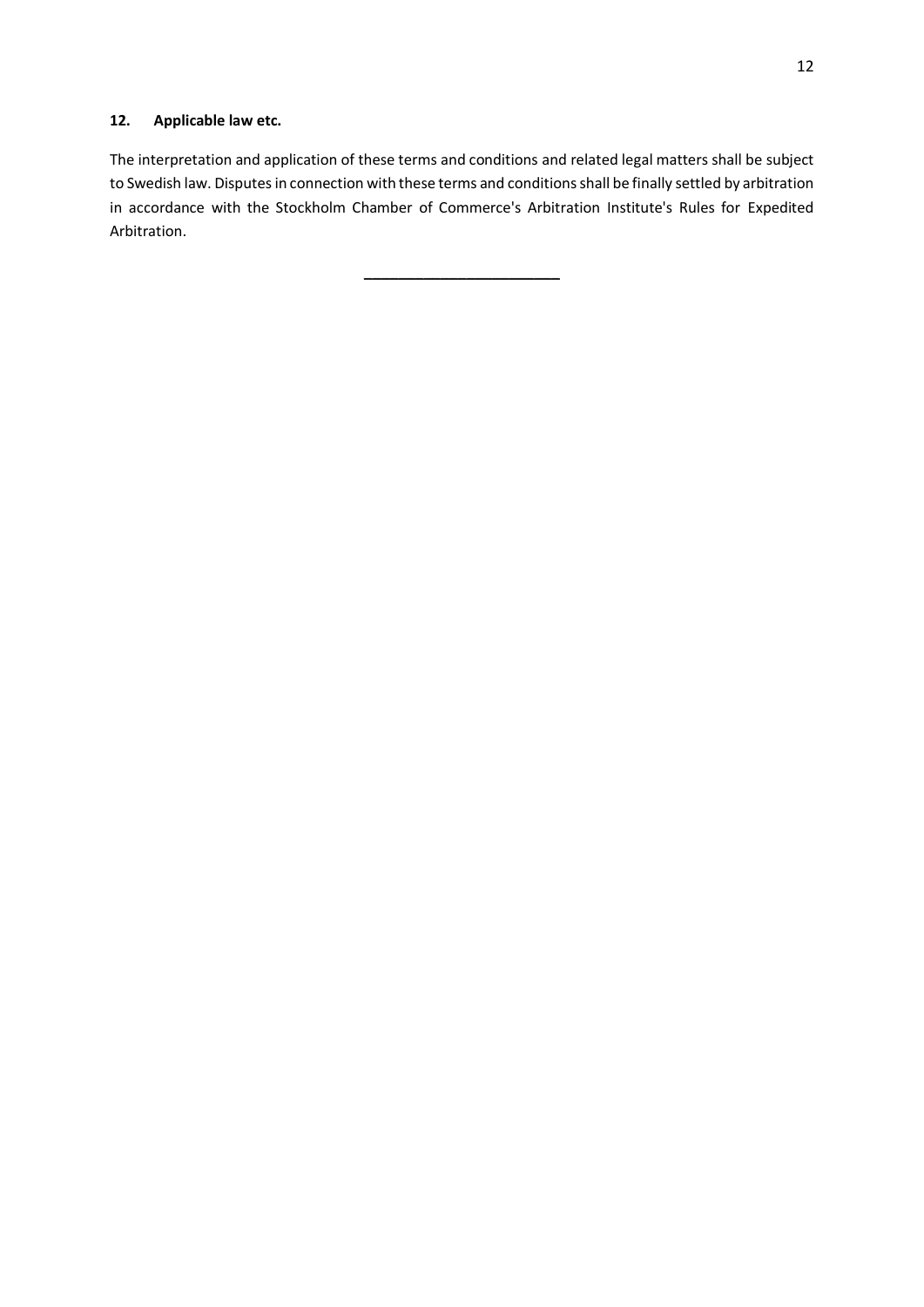## 12. Applicable law etc.

The interpretation and application of these terms and conditions and related legal matters shall be subject to Swedish law. Disputes in connection with these terms and conditions shall be finally settled by arbitration in accordance with the Stockholm Chamber of Commerce's Arbitration Institute's Rules for Expedited Arbitration.

---